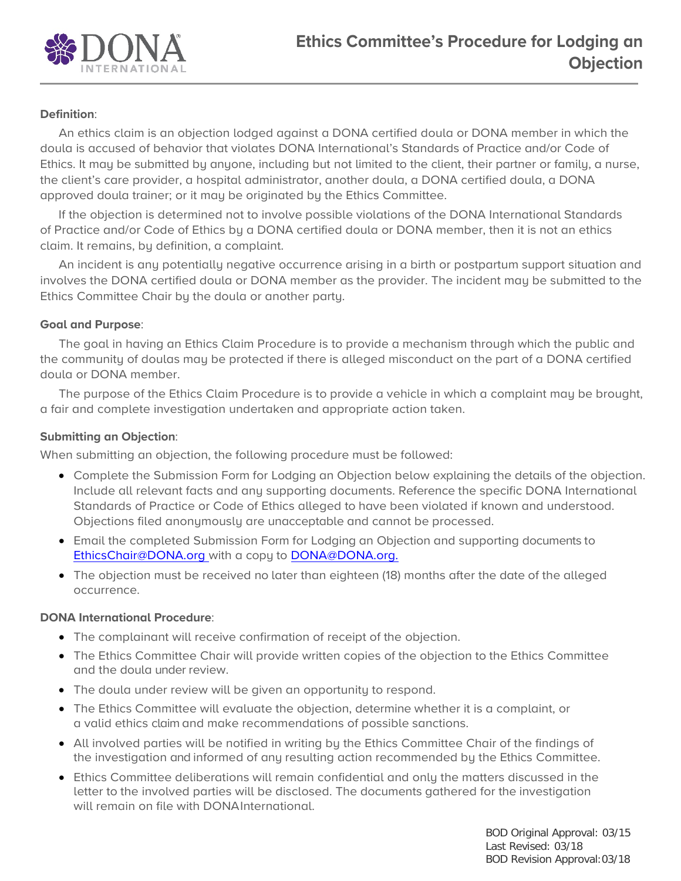# Ethics Committee's Procedure for Lodging an Objection

**Definition**:

An ethics claim is an objection lodged against a DONA certified doula or DONA member in which the doula is accused of behavior that violates DONA International's Standards of Practice and/or Code of Ethics. It may be submitted by anyone, including but not limited to the client, their partner or family, a nurse, the client's care provider, a hospital administrator, another doula, a DONA certified doula, a DONA approved doula trainer; or it may be originated by the Ethics Committee.

If the objection is determined not to involve possible violations of the DONA International Standards of Practice and/or Code of Ethics by a DONA certified doula or DONA member, then it is not an ethics claim. It remains, by definition, a complaint.

An incident is any potentially negative occurrence arising in a birth or postpartum support situation and involves the DONA certified doula or DONA member as the provider. The incident may be submitted to the Ethics Committee Chair by the doula or another party.

**Goal and Purpose**:

The goal in having an Ethics Claim Procedure is to provide a mechanism through which the public and the community of doulas may be protected if there is alleged misconduct on the part of a DONA certified doula or DONA member.

The purpose of the Ethics Claim Procedure is to provide a vehicle in which a complaint may be brought, a fair and complete investigation undertaken and appropriate action taken.

**Submitting an Objection**:

When submitting an objection, the following procedure must be followed:

- Complete the Submission Form for Lodging an Objection below explaining the details of the objection. Include all relevant facts and any supporting documents. Reference the specific DONA International Standards of Practice or Code of Ethics alleged to have been violated if known and understood. Objections filed anonymously are unacceptable and cannot be processed.
- Email the completed Submission Form for Lodging an Objection and supporting documents to EthicsChair@DONA.org with a copy to DONA@DONA.org.
- The objection must be received no later than eighteen (18) months after the date of the alleged occurrence.

**DONA International Procedure**:

- The complainant will receive confirmation of receipt of the objection.
- The Ethics Committee Chair will provide written copies of the objection to the Ethics Committee and the doula under review.
- The doula under review will be given an opportunity to respond.
- The Ethics Committee will evaluate the objection, determine whether it is a complaint, or a valid ethics claim and make recommendations of possible sanctions.
- All involved parties will be notified in writing by the Ethics Committee Chair of the findings of the investigation and informed of any resulting action recommended by the Ethics Committee.
- Ethics Committee deliberations will remain confidential and only the matters discussed in the letter to the involved parties will be disclosed. The documents gathered for the investigation will remain on file with DONA International.

BOD Original Approval: 03/15
Last Revised: 03/18
BOD Revision Approval: 03/18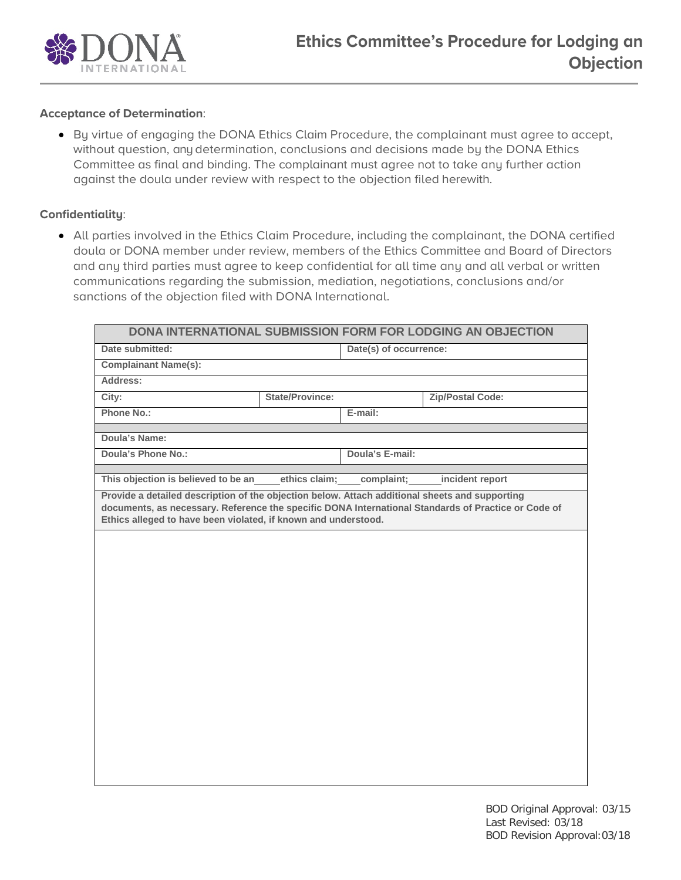# Ethics Committee's Procedure for Lodging an Objection

**Acceptance of Determination**:

- By virtue of engaging the DONA Ethics Claim Procedure, the complainant must agree to accept, without question, any determination, conclusions and decisions made by the DONA Ethics Committee as final and binding. The complainant must agree not to take any further action against the doula under review with respect to the objection filed herewith.

**Confidentiality**:

- All parties involved in the Ethics Claim Procedure, including the complainant, the DONA certified doula or DONA member under review, members of the Ethics Committee and Board of Directors and any third parties must agree to keep confidential for all time any and all verbal or written communications regarding the submission, mediation, negotiations, conclusions and/or sanctions of the objection filed with DONA International.

| DONA INTERNATIONAL SUBMISSION FORM FOR LODGING AN OBJECTION | | |
|---|---|---|
| Date submitted: | Date(s) of occurrence: | |
| Complainant Name(s): | | |
| Address: | | |
| City: | State/Province: | Zip/Postal Code: |
| Phone No.: | E-mail: | |
| | | |
| Doula's Name: | | |
| Doula's Phone No.: | Doula's E-mail: | |
| | | |
| This objection is believed to be an_____ethics claim;____complaint;______incident report | | |
| Provide a detailed description of the objection below. Attach additional sheets and supporting documents, as necessary. Reference the specific DONA International Standards of Practice or Code of Ethics alleged to have been violated, if known and understood. | | |
| | | |

BOD Original Approval: 03/15
Last Revised: 03/18
BOD Revision Approval: 03/18